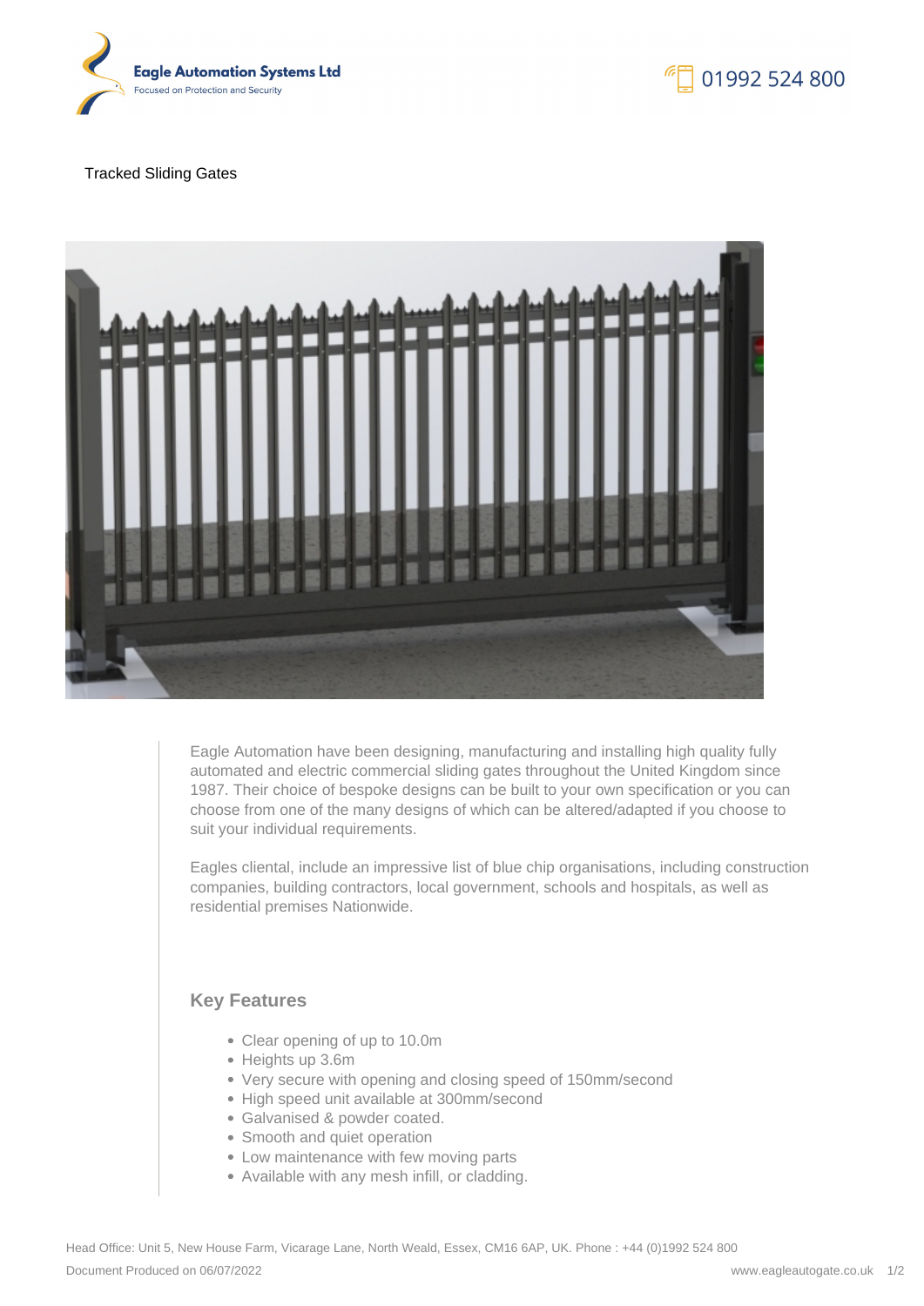Eagle Automation Systems Ltd
Focused on Protection and Security

01992 524 800

# Tracked Sliding Gates

Eagle Automation have been designing, manufacturing and installing high quality fully automated and electric commercial sliding gates throughout the United Kingdom since 1987. Their choice of bespoke designs can be built to your own specification or you can choose from one of the many designs of which can be altered/adapted if you choose to suit your individual requirements.

Eagles cliental, include an impressive list of blue chip organisations, including construction companies, building contractors, local government, schools and hospitals, as well as residential premises Nationwide.

## Key Features

- Clear opening of up to 10.0m
- Heights up 3.6m
- Very secure with opening and closing speed of 150mm/second
- High speed unit available at 300mm/second
- Galvanised & powder coated.
- Smooth and quiet operation
- Low maintenance with few moving parts
- Available with any mesh infill, or cladding.

Head Office: Unit 5, New House Farm, Vicarage Lane, North Weald, Essex, CM16 6AP, UK. Phone : +44 (0)1992 524 800

Document Produced on 06/07/2022

www.eagleautogate.co.uk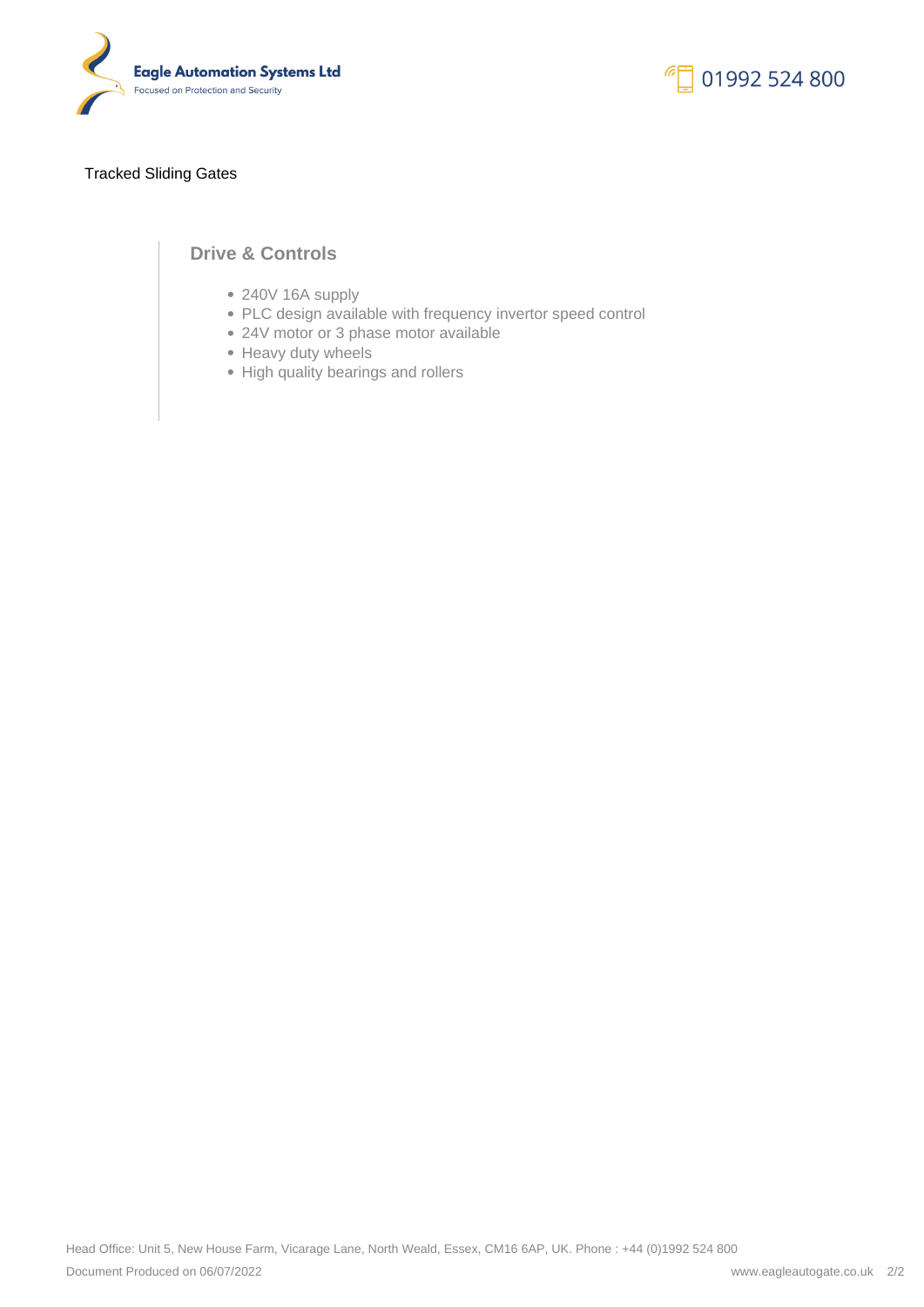Tracked Sliding Gates

## Drive & Controls

- 240V 16A supply
- PLC design available with frequency invertor speed control
- 24V motor or 3 phase motor available
- Heavy duty wheels
- High quality bearings and rollers